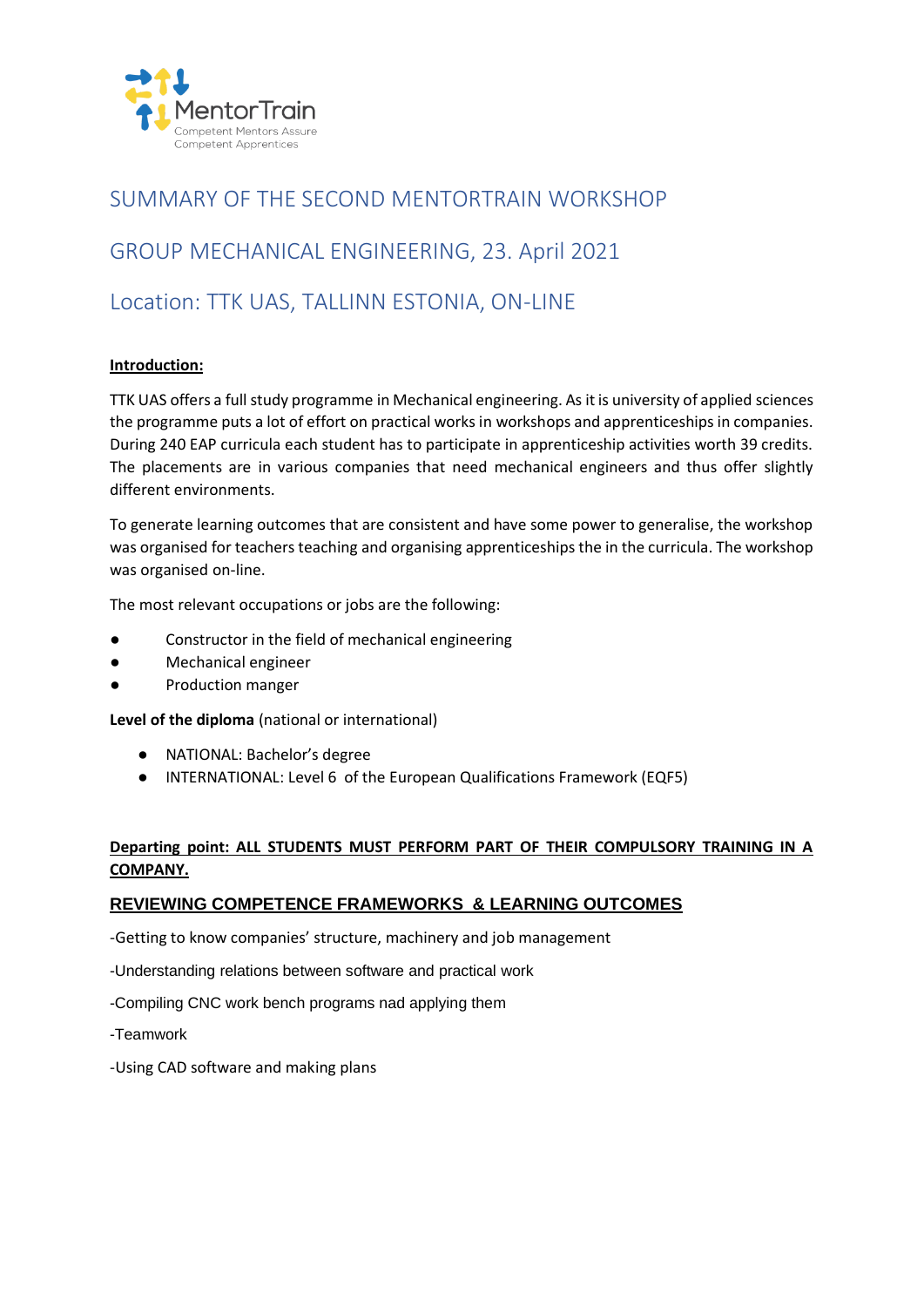MentorTrain
Competent Mentors Assure
Competent Apprentices

# SUMMARY OF THE SECOND MENTORTRAIN WORKSHOP

# GROUP MECHANICAL ENGINEERING, 23. April 2021

# Location: TTK UAS, TALLINN ESTONIA, ON-LINE

**Introduction:**

TTK UAS offers a full study programme in Mechanical engineering. As it is university of applied sciences the programme puts a lot of effort on practical works in workshops and apprenticeships in companies. During 240 EAP curricula each student has to participate in apprenticeship activities worth 39 credits. The placements are in various companies that need mechanical engineers and thus offer slightly different environments.

To generate learning outcomes that are consistent and have some power to generalise, the workshop was organised for teachers teaching and organising apprenticeships the in the curricula. The workshop was organised on-line.

The most relevant occupations or jobs are the following:

- Constructor in the field of mechanical engineering
- Mechanical engineer
- Production manger

**Level of the diploma** (national or international)

- NATIONAL: Bachelor's degree
- INTERNATIONAL: Level 6 of the European Qualifications Framework (EQF5)

**Departing point: ALL STUDENTS MUST PERFORM PART OF THEIR COMPULSORY TRAINING IN A COMPANY.**

## REVIEWING COMPETENCE FRAMEWORKS & LEARNING OUTCOMES

-Getting to know companies' structure, machinery and job management

-Understanding relations between software and practical work

-Compiling CNC work bench programs nad applying them

-Teamwork

-Using CAD software and making plans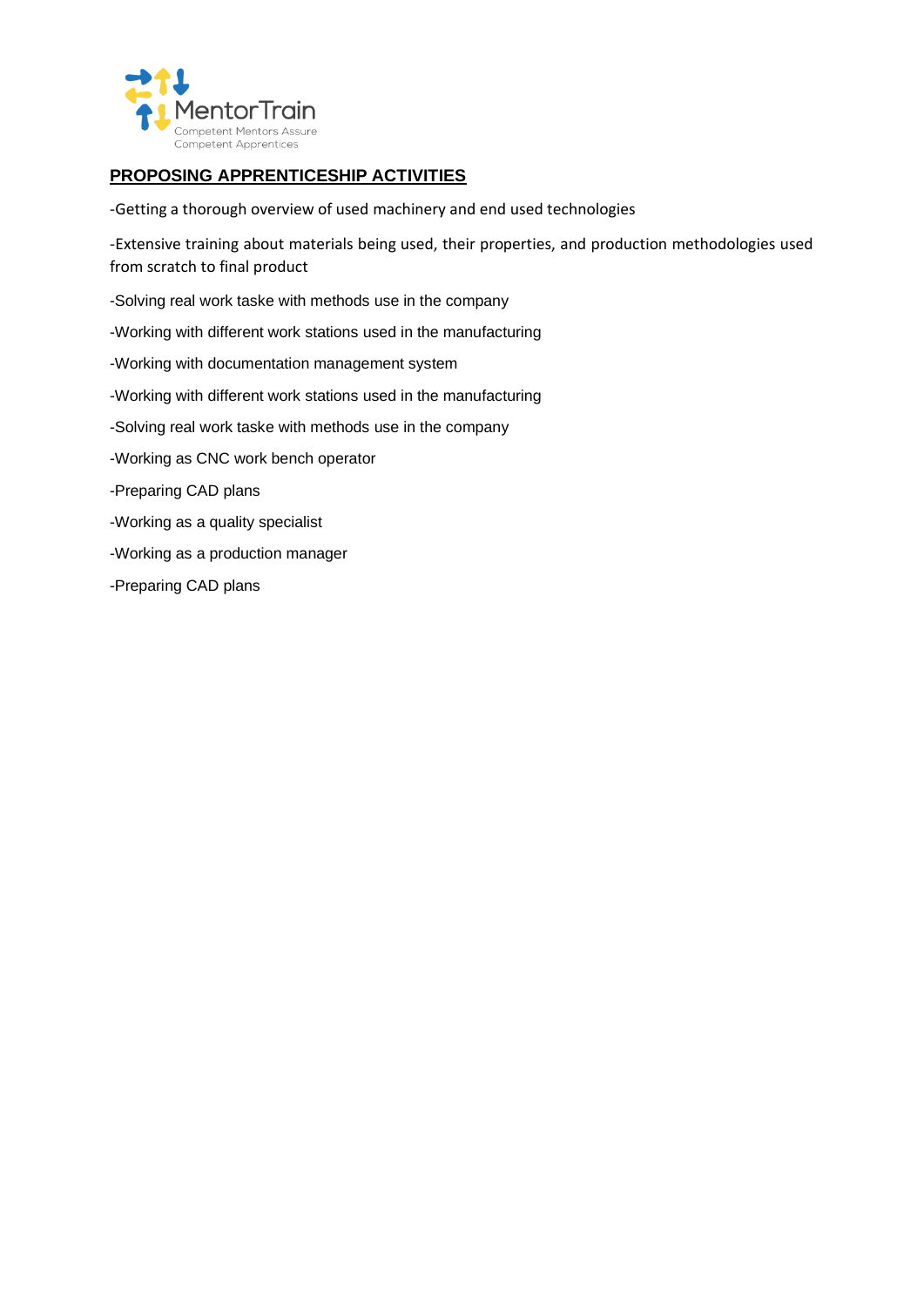## PROPOSING APPRENTICESHIP ACTIVITIES

-Getting a thorough overview of used machinery and end used technologies

-Extensive training about materials being used, their properties, and production methodologies used from scratch to final product

-Solving real work taske with methods use in the company

-Working with different work stations used in the manufacturing

-Working with documentation management system

-Working with different work stations used in the manufacturing

-Solving real work taske with methods use in the company

-Working as CNC work bench operator

-Preparing CAD plans

-Working as a quality specialist

-Working as a production manager

-Preparing CAD plans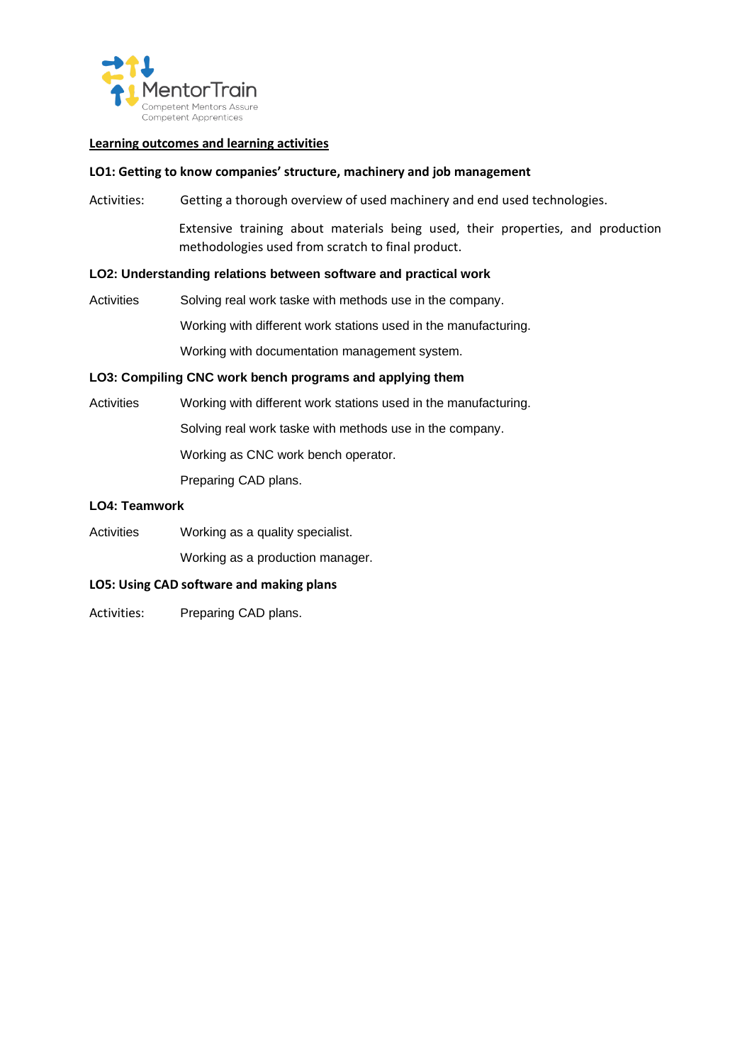**Learning outcomes and learning activities**

**LO1: Getting to know companies' structure, machinery and job management**

Activities: Getting a thorough overview of used machinery and end used technologies.

Extensive training about materials being used, their properties, and production methodologies used from scratch to final product.

**LO2: Understanding relations between software and practical work**

Activities Solving real work taske with methods use in the company.

Working with different work stations used in the manufacturing.

Working with documentation management system.

**LO3: Compiling CNC work bench programs and applying them**

Activities Working with different work stations used in the manufacturing.

Solving real work taske with methods use in the company.

Working as CNC work bench operator.

Preparing CAD plans.

**LO4: Teamwork**

Activities Working as a quality specialist.

Working as a production manager.

**LO5: Using CAD software and making plans**

Activities: Preparing CAD plans.